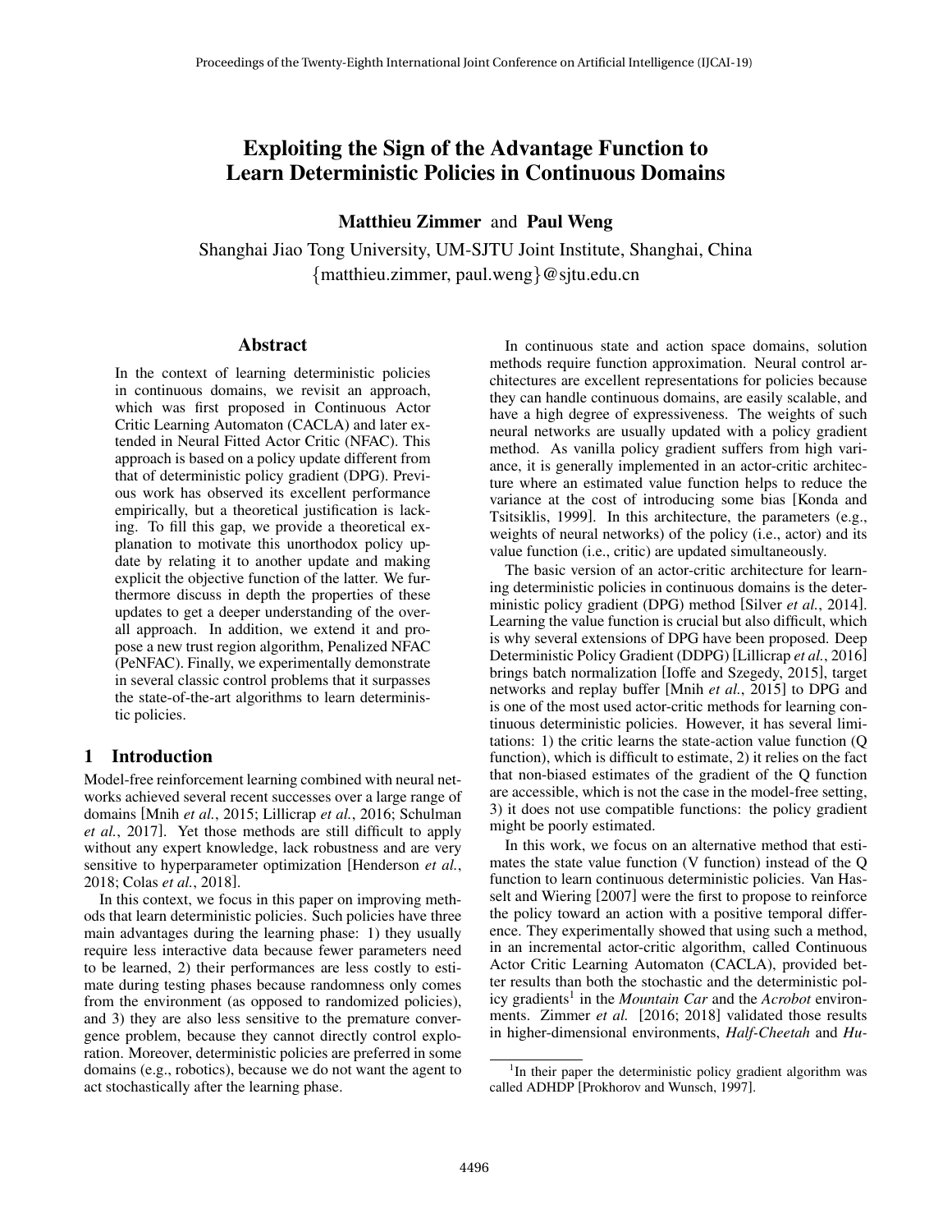# Exploiting the Sign of the Advantage Function to Learn Deterministic Policies in Continuous Domains

**Matthieu Zimmer** and **Paul Weng**

Shanghai Jiao Tong University, UM-SJTU Joint Institute, Shanghai, China
{matthieu.zimmer, paul.weng}@sjtu.edu.cn

## Abstract

In the context of learning deterministic policies in continuous domains, we revisit an approach, which was first proposed in Continuous Actor Critic Learning Automaton (CACLA) and later extended in Neural Fitted Actor Critic (NFAC). This approach is based on a policy update different from that of deterministic policy gradient (DPG). Previous work has observed its excellent performance empirically, but a theoretical justification is lacking. To fill this gap, we provide a theoretical explanation to motivate this unorthodox policy update by relating it to another update and making explicit the objective function of the latter. We furthermore discuss in depth the properties of these updates to get a deeper understanding of the overall approach. In addition, we extend it and propose a new trust region algorithm, Penalized NFAC (PeNFAC). Finally, we experimentally demonstrate in several classic control problems that it surpasses the state-of-the-art algorithms to learn deterministic policies.

## 1 Introduction

Model-free reinforcement learning combined with neural networks achieved several recent successes over a large range of domains [Mnih *et al.*, 2015; Lillicrap *et al.*, 2016; Schulman *et al.*, 2017]. Yet those methods are still difficult to apply without any expert knowledge, lack robustness and are very sensitive to hyperparameter optimization [Henderson *et al.*, 2018; Colas *et al.*, 2018].

In this context, we focus in this paper on improving methods that learn deterministic policies. Such policies have three main advantages during the learning phase: 1) they usually require less interactive data because fewer parameters need to be learned, 2) their performances are less costly to estimate during testing phases because randomness only comes from the environment (as opposed to randomized policies), and 3) they are also less sensitive to the premature convergence problem, because they cannot directly control exploration. Moreover, deterministic policies are preferred in some domains (e.g., robotics), because we do not want the agent to act stochastically after the learning phase.

In continuous state and action space domains, solution methods require function approximation. Neural control architectures are excellent representations for policies because they can handle continuous domains, are easily scalable, and have a high degree of expressiveness. The weights of such neural networks are usually updated with a policy gradient method. As vanilla policy gradient suffers from high variance, it is generally implemented in an actor-critic architecture where an estimated value function helps to reduce the variance at the cost of introducing some bias [Konda and Tsitsiklis, 1999]. In this architecture, the parameters (e.g., weights of neural networks) of the policy (i.e., actor) and its value function (i.e., critic) are updated simultaneously.

The basic version of an actor-critic architecture for learning deterministic policies in continuous domains is the deterministic policy gradient (DPG) method [Silver *et al.*, 2014]. Learning the value function is crucial but also difficult, which is why several extensions of DPG have been proposed. Deep Deterministic Policy Gradient (DDPG) [Lillicrap *et al.*, 2016] brings batch normalization [Ioffe and Szegedy, 2015], target networks and replay buffer [Mnih *et al.*, 2015] to DPG and is one of the most used actor-critic methods for learning continuous deterministic policies. However, it has several limitations: 1) the critic learns the state-action value function (Q function), which is difficult to estimate, 2) it relies on the fact that non-biased estimates of the gradient of the Q function are accessible, which is not the case in the model-free setting, 3) it does not use compatible functions: the policy gradient might be poorly estimated.

In this work, we focus on an alternative method that estimates the state value function (V function) instead of the Q function to learn continuous deterministic policies. Van Hasselt and Wiering [2007] were the first to propose to reinforce the policy toward an action with a positive temporal difference. They experimentally showed that using such a method, in an incremental actor-critic algorithm, called Continuous Actor Critic Learning Automaton (CACLA), provided better results than both the stochastic and the deterministic policy gradients[1] in the *Mountain Car* and the *Acrobot* environments. Zimmer *et al.* [2016; 2018] validated those results in higher-dimensional environments, *Half-Cheetah* and *Hu-*

[1] In their paper the deterministic policy gradient algorithm was called ADHDP [Prokhorov and Wunsch, 1997].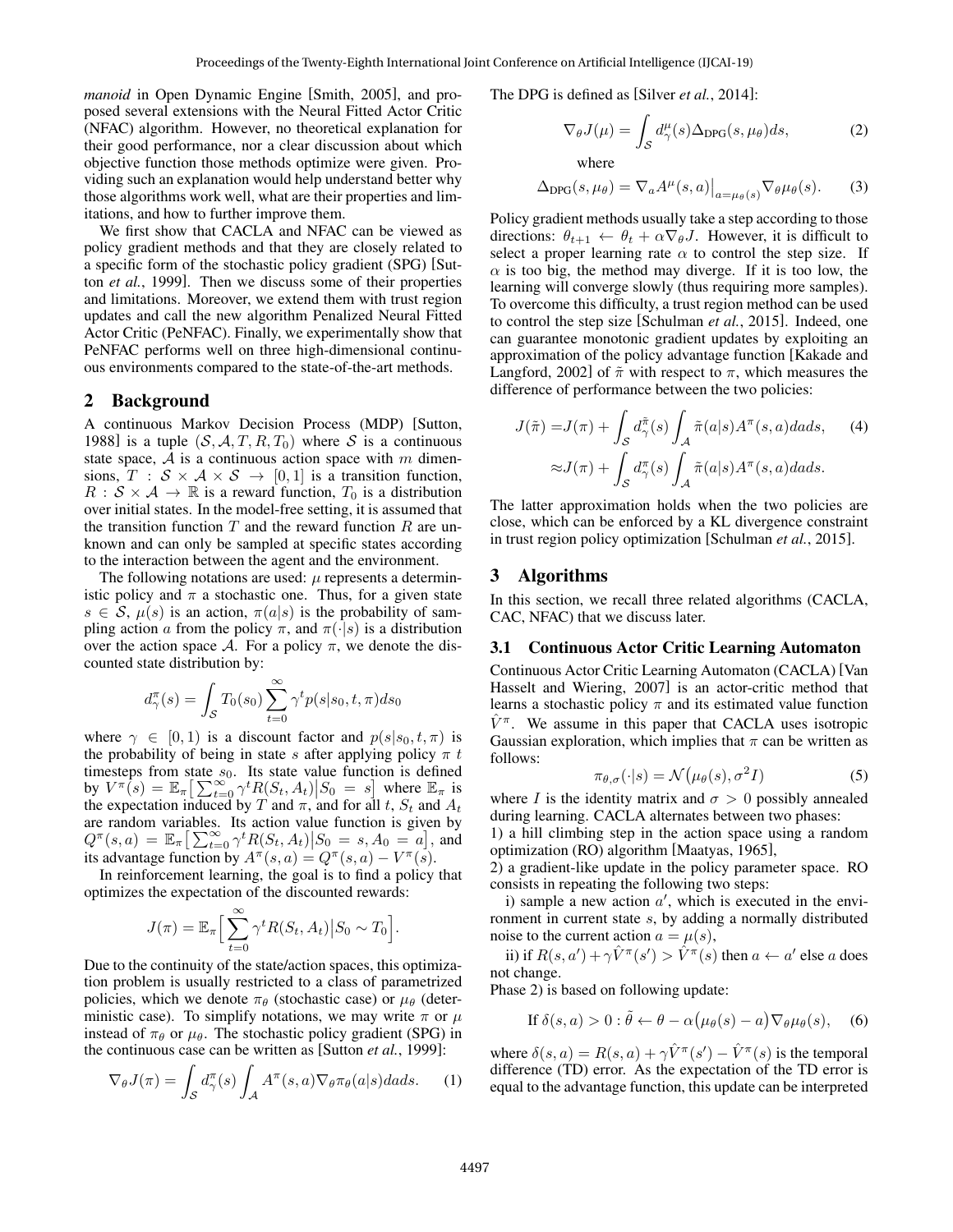*manoid* in Open Dynamic Engine [Smith, 2005], and proposed several extensions with the Neural Fitted Actor Critic (NFAC) algorithm. However, no theoretical explanation for their good performance, nor a clear discussion about which objective function those methods optimize were given. Providing such an explanation would help understand better why those algorithms work well, what are their properties and limitations, and how to further improve them.

We first show that CACLA and NFAC can be viewed as policy gradient methods and that they are closely related to a specific form of the stochastic policy gradient (SPG) [Sutton *et al.*, 1999]. Then we discuss some of their properties and limitations. Moreover, we extend them with trust region updates and call the new algorithm Penalized Neural Fitted Actor Critic (PeNFAC). Finally, we experimentally show that PeNFAC performs well on three high-dimensional continuous environments compared to the state-of-the-art methods.

## 2 Background

A continuous Markov Decision Process (MDP) [Sutton, 1988] is a tuple $(\mathcal{S}, \mathcal{A}, T, R, T_0)$ where $\mathcal{S}$ is a continuous state space, $\mathcal{A}$ is a continuous action space with $m$ dimensions, $T : \mathcal{S} \times \mathcal{A} \times \mathcal{S} \rightarrow [0, 1]$ is a transition function, $R : \mathcal{S} \times \mathcal{A} \rightarrow \mathbb{R}$ is a reward function, $T_0$ is a distribution over initial states. In the model-free setting, it is assumed that the transition function $T$ and the reward function $R$ are unknown and can only be sampled at specific states according to the interaction between the agent and the environment.

The following notations are used: $\mu$ represents a deterministic policy and $\pi$ a stochastic one. Thus, for a given state $s \in \mathcal{S}$, $\mu(s)$ is an action, $\pi(a|s)$ is the probability of sampling action $a$ from the policy $\pi$, and $\pi(\cdot|s)$ is a distribution over the action space $\mathcal{A}$. For a policy $\pi$, we denote the discounted state distribution by:

$$d_\gamma^\pi(s) = \int_{\mathcal{S}} T_0(s_0) \sum_{t=0}^{\infty} \gamma^t p(s|s_0, t, \pi) ds_0$$

where $\gamma \in [0, 1)$ is a discount factor and $p(s|s_0, t, \pi)$ is the probability of being in state $s$ after applying policy $\pi$ $t$ timesteps from state $s_0$. Its state value function is defined by $V^\pi(s) = \mathbb{E}_\pi\big[\sum_{t=0}^{\infty} \gamma^t R(S_t, A_t)\big|S_0 = s\big]$ where $\mathbb{E}_\pi$ is the expectation induced by $T$ and $\pi$, and for all $t$, $S_t$ and $A_t$ are random variables. Its action value function is given by $Q^\pi(s, a) = \mathbb{E}_\pi\big[\sum_{t=0}^{\infty} \gamma^t R(S_t, A_t)\big|S_0 = s, A_0 = a\big]$, and its advantage function by $A^\pi(s, a) = Q^\pi(s, a) - V^\pi(s)$.

In reinforcement learning, the goal is to find a policy that optimizes the expectation of the discounted rewards:

$$J(\pi) = \mathbb{E}_\pi\Big[\sum_{t=0}^{\infty} \gamma^t R(S_t, A_t)\big|S_0 \sim T_0\Big].$$

Due to the continuity of the state/action spaces, this optimization problem is usually restricted to a class of parametrized policies, which we denote $\pi_\theta$ (stochastic case) or $\mu_\theta$ (deterministic case). To simplify notations, we may write $\pi$ or $\mu$ instead of $\pi_\theta$ or $\mu_\theta$. The stochastic policy gradient (SPG) in the continuous case can be written as [Sutton *et al.*, 1999]:

$$\nabla_\theta J(\pi) = \int_{\mathcal{S}} d_\gamma^\pi(s) \int_{\mathcal{A}} A^\pi(s, a) \nabla_\theta \pi_\theta(a|s) da ds. \quad (1)$$

The DPG is defined as [Silver *et al.*, 2014]:

$$\nabla_\theta J(\mu) = \int_{\mathcal{S}} d_\gamma^\mu(s) \Delta_{\text{DPG}}(s, \mu_\theta) ds, \quad (2)$$

where

$$\Delta_{\text{DPG}}(s, \mu_\theta) = \nabla_a A^\mu(s, a)\big|_{a=\mu_\theta(s)} \nabla_\theta \mu_\theta(s). \quad (3)$$

Policy gradient methods usually take a step according to those directions: $\theta_{t+1} \leftarrow \theta_t + \alpha \nabla_\theta J$. However, it is difficult to select a proper learning rate $\alpha$ to control the step size. If $\alpha$ is too big, the method may diverge. If it is too low, the learning will converge slowly (thus requiring more samples). To overcome this difficulty, a trust region method can be used to control the step size [Schulman *et al.*, 2015]. Indeed, one can guarantee monotonic gradient updates by exploiting an approximation of the policy advantage function [Kakade and Langford, 2002] of $\tilde{\pi}$ with respect to $\pi$, which measures the difference of performance between the two policies:

$$\begin{aligned} J(\tilde{\pi}) =& J(\pi) + \int_{\mathcal{S}} d_\gamma^{\tilde{\pi}}(s) \int_{\mathcal{A}} \tilde{\pi}(a|s) A^\pi(s, a) da ds, \quad (4) \\ \approx& J(\pi) + \int_{\mathcal{S}} d_\gamma^{\pi}(s) \int_{\mathcal{A}} \tilde{\pi}(a|s) A^\pi(s, a) da ds. \end{aligned}$$

The latter approximation holds when the two policies are close, which can be enforced by a KL divergence constraint in trust region policy optimization [Schulman *et al.*, 2015].

## 3 Algorithms

In this section, we recall three related algorithms (CACLA, CAC, NFAC) that we discuss later.

### 3.1 Continuous Actor Critic Learning Automaton

Continuous Actor Critic Learning Automaton (CACLA) [Van Hasselt and Wiering, 2007] is an actor-critic method that learns a stochastic policy $\pi$ and its estimated value function $\hat{V}^\pi$. We assume in this paper that CACLA uses isotropic Gaussian exploration, which implies that $\pi$ can be written as follows:

$$\pi_{\theta,\sigma}(\cdot|s) = \mathcal{N}\big(\mu_\theta(s), \sigma^2 I\big) \quad (5)$$

where $I$ is the identity matrix and $\sigma > 0$ possibly annealed during learning. CACLA alternates between two phases:

1) a hill climbing step in the action space using a random optimization (RO) algorithm [Maatyas, 1965],

2) a gradient-like update in the policy parameter space. RO consists in repeating the following two steps:

i) sample a new action $a'$, which is executed in the environment in current state $s$, by adding a normally distributed noise to the current action $a = \mu(s)$,

ii) if $R(s, a') + \gamma \hat{V}^\pi(s') > \hat{V}^\pi(s)$ then $a \leftarrow a'$ else $a$ does not change.

Phase 2) is based on following update:

$$\text{If } \delta(s, a) > 0 : \tilde{\theta} \leftarrow \theta - \alpha\big(\mu_\theta(s) - a\big)\nabla_\theta \mu_\theta(s), \quad (6)$$

where $\delta(s, a) = R(s, a) + \gamma \hat{V}^\pi(s') - \hat{V}^\pi(s)$ is the temporal difference (TD) error. As the expectation of the TD error is equal to the advantage function, this update can be interpreted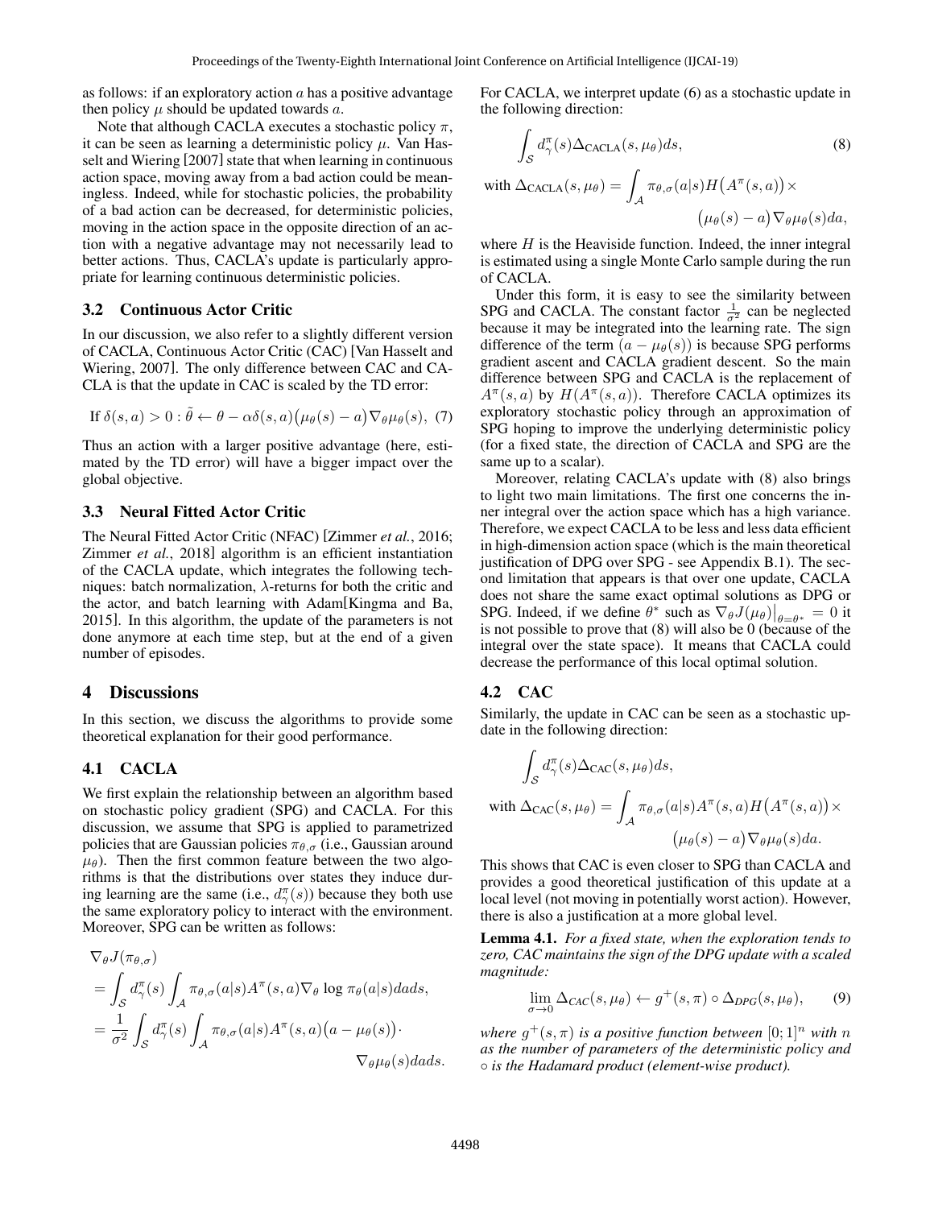as follows: if an exploratory action $a$ has a positive advantage then policy $\mu$ should be updated towards $a$.

Note that although CACLA executes a stochastic policy $\pi$, it can be seen as learning a deterministic policy $\mu$. Van Hasselt and Wiering [2007] state that when learning in continuous action space, moving away from a bad action could be meaningless. Indeed, while for stochastic policies, the probability of a bad action can be decreased, for deterministic policies, moving in the action space in the opposite direction of an action with a negative advantage may not necessarily lead to better actions. Thus, CACLA's update is particularly appropriate for learning continuous deterministic policies.

### 3.2 Continuous Actor Critic

In our discussion, we also refer to a slightly different version of CACLA, Continuous Actor Critic (CAC) [Van Hasselt and Wiering, 2007]. The only difference between CAC and CACLA is that the update in CAC is scaled by the TD error:

$$\text{If } \delta(s,a) > 0 : \tilde{\theta} \leftarrow \theta - \alpha\delta(s,a)\big(\mu_\theta(s) - a\big)\nabla_\theta\mu_\theta(s), \quad (7)$$

Thus an action with a larger positive advantage (here, estimated by the TD error) will have a bigger impact over the global objective.

### 3.3 Neural Fitted Actor Critic

The Neural Fitted Actor Critic (NFAC) [Zimmer *et al.*, 2016; Zimmer *et al.*, 2018] algorithm is an efficient instantiation of the CACLA update, which integrates the following techniques: batch normalization, $\lambda$-returns for both the critic and the actor, and batch learning with Adam[Kingma and Ba, 2015]. In this algorithm, the update of the parameters is not done anymore at each time step, but at the end of a given number of episodes.

## 4 Discussions

In this section, we discuss the algorithms to provide some theoretical explanation for their good performance.

### 4.1 CACLA

We first explain the relationship between an algorithm based on stochastic policy gradient (SPG) and CACLA. For this discussion, we assume that SPG is applied to parametrized policies that are Gaussian policies $\pi_{\theta,\sigma}$ (i.e., Gaussian around $\mu_\theta$). Then the first common feature between the two algorithms is that the distributions over states they induce during learning are the same (i.e., $d_\gamma^\pi(s)$) because they both use the same exploratory policy to interact with the environment. Moreover, SPG can be written as follows:

$$\begin{aligned}
&\nabla_\theta J(\pi_{\theta,\sigma}) \\
&= \int_{\mathcal{S}} d_\gamma^\pi(s) \int_{\mathcal{A}} \pi_{\theta,\sigma}(a|s) A^\pi(s,a) \nabla_\theta \log \pi_\theta(a|s) da ds, \\
&= \frac{1}{\sigma^2} \int_{\mathcal{S}} d_\gamma^\pi(s) \int_{\mathcal{A}} \pi_{\theta,\sigma}(a|s) A^\pi(s,a) \big(a - \mu_\theta(s)\big) \cdot \\
&\qquad\qquad\qquad\qquad\qquad\qquad \nabla_\theta \mu_\theta(s) da ds.
\end{aligned}$$

For CACLA, we interpret update (6) as a stochastic update in the following direction:

$$\int_{\mathcal{S}} d_\gamma^\pi(s) \Delta_{\text{CACLA}}(s, \mu_\theta) ds, \quad (8)$$

$$\text{with } \Delta_{\text{CACLA}}(s,\mu_\theta) = \int_{\mathcal{A}} \pi_{\theta,\sigma}(a|s) H\big(A^\pi(s,a)\big) \times \big(\mu_\theta(s) - a\big) \nabla_\theta \mu_\theta(s) da,$$

where $H$ is the Heaviside function. Indeed, the inner integral is estimated using a single Monte Carlo sample during the run of CACLA.

Under this form, it is easy to see the similarity between SPG and CACLA. The constant factor $\frac{1}{\sigma^2}$ can be neglected because it may be integrated into the learning rate. The sign difference of the term $(a - \mu_\theta(s))$ is because SPG performs gradient ascent and CACLA gradient descent. So the main difference between SPG and CACLA is the replacement of $A^\pi(s,a)$ by $H(A^\pi(s,a))$. Therefore CACLA optimizes its exploratory stochastic policy through an approximation of SPG hoping to improve the underlying deterministic policy (for a fixed state, the direction of CACLA and SPG are the same up to a scalar).

Moreover, relating CACLA's update with (8) also brings to light two main limitations. The first one concerns the inner integral over the action space which has a high variance. Therefore, we expect CACLA to be less and less data efficient in high-dimension action space (which is the main theoretical justification of DPG over SPG - see Appendix B.1). The second limitation that appears is that over one update, CACLA does not share the same exact optimal solutions as DPG or SPG. Indeed, if we define $\theta^*$ such as $\nabla_\theta J(\mu_\theta)\big|_{\theta=\theta^*} = 0$ it is not possible to prove that (8) will also be 0 (because of the integral over the state space). It means that CACLA could decrease the performance of this local optimal solution.

### 4.2 CAC

Similarly, the update in CAC can be seen as a stochastic update in the following direction:

$$\int_{\mathcal{S}} d_\gamma^\pi(s) \Delta_{\text{CAC}}(s, \mu_\theta) ds,$$

$$\text{with } \Delta_{\text{CAC}}(s,\mu_\theta) = \int_{\mathcal{A}} \pi_{\theta,\sigma}(a|s) A^\pi(s,a) H\big(A^\pi(s,a)\big) \times \big(\mu_\theta(s) - a\big) \nabla_\theta \mu_\theta(s) da.$$

This shows that CAC is even closer to SPG than CACLA and provides a good theoretical justification of this update at a local level (not moving in potentially worst action). However, there is also a justification at a more global level.

**Lemma 4.1.** *For a fixed state, when the exploration tends to zero, CAC maintains the sign of the DPG update with a scaled magnitude:*

$$\lim_{\sigma \to 0} \Delta_{CAC}(s,\mu_\theta) \leftarrow g^+(s,\pi) \circ \Delta_{DPG}(s,\mu_\theta), \quad (9)$$

*where $g^+(s,\pi)$ is a positive function between $[0;1]^n$ with $n$ as the number of parameters of the deterministic policy and $\circ$ is the Hadamard product (element-wise product).*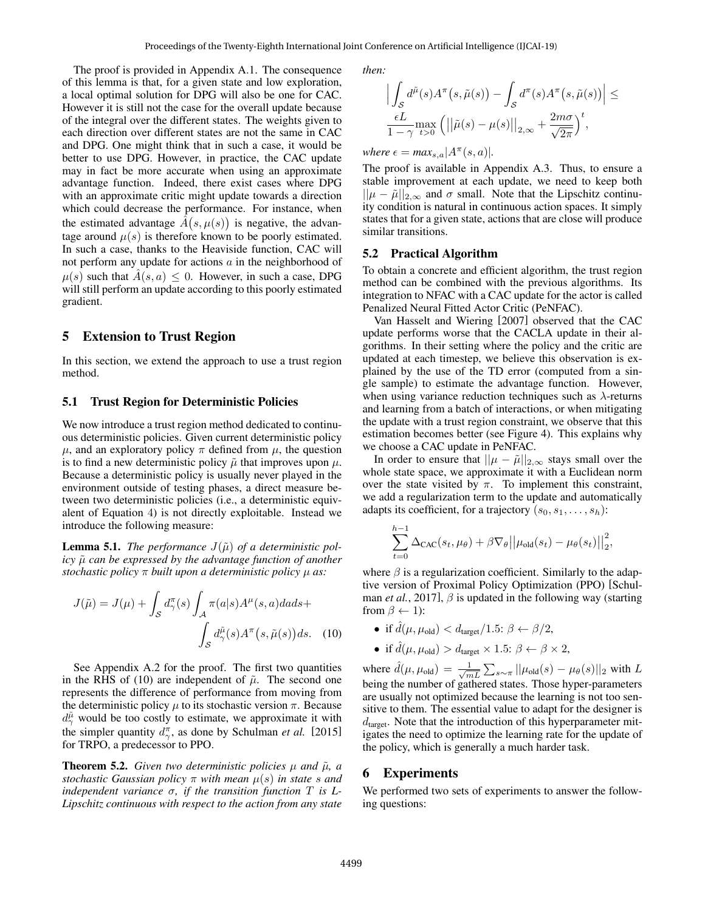The proof is provided in Appendix A.1. The consequence of this lemma is that, for a given state and low exploration, a local optimal solution for DPG will also be one for CAC. However it is still not the case for the overall update because of the integral over the different states. The weights given to each direction over different states are not the same in CAC and DPG. One might think that in such a case, it would be better to use DPG. However, in practice, the CAC update may in fact be more accurate when using an approximate advantage function. Indeed, there exist cases where DPG with an approximate critic might update towards a direction which could decrease the performance. For instance, when the estimated advantage $\hat{A}\big(s, \mu(s)\big)$ is negative, the advantage around $\mu(s)$ is therefore known to be poorly estimated. In such a case, thanks to the Heaviside function, CAC will not perform any update for actions $a$ in the neighborhood of $\mu(s)$ such that $\hat{A}(s,a) \leq 0$. However, in such a case, DPG will still perform an update according to this poorly estimated gradient.

## 5 Extension to Trust Region

In this section, we extend the approach to use a trust region method.

### 5.1 Trust Region for Deterministic Policies

We now introduce a trust region method dedicated to continuous deterministic policies. Given current deterministic policy $\mu$, and an exploratory policy $\pi$ defined from $\mu$, the question is to find a new deterministic policy $\tilde{\mu}$ that improves upon $\mu$. Because a deterministic policy is usually never played in the environment outside of testing phases, a direct measure between two deterministic policies (i.e., a deterministic equivalent of Equation 4) is not directly exploitable. Instead we introduce the following measure:

**Lemma 5.1.** *The performance $J(\tilde{\mu})$ of a deterministic policy $\tilde{\mu}$ can be expressed by the advantage function of another stochastic policy $\pi$ built upon a deterministic policy $\mu$ as:*

$$J(\tilde{\mu}) = J(\mu) + \int_{\mathcal{S}} d^{\pi}_{\gamma}(s) \int_{\mathcal{A}} \pi(a|s) A^{\mu}(s,a) da ds + \int_{\mathcal{S}} d^{\tilde{\mu}}_{\gamma}(s) A^{\pi}\big(s, \tilde{\mu}(s)\big) ds. \quad (10)$$

See Appendix A.2 for the proof. The first two quantities in the RHS of (10) are independent of $\tilde{\mu}$. The second one represents the difference of performance from moving from the deterministic policy $\mu$ to its stochastic version $\pi$. Because $d^{\tilde{\mu}}_{\gamma}$ would be too costly to estimate, we approximate it with the simpler quantity $d^{\pi}_{\gamma}$, as done by Schulman *et al.* [2015] for TRPO, a predecessor to PPO.

**Theorem 5.2.** *Given two deterministic policies $\mu$ and $\tilde{\mu}$, a stochastic Gaussian policy $\pi$ with mean $\mu(s)$ in state $s$ and independent variance $\sigma$, if the transition function $T$ is $L$-Lipschitz continuous with respect to the action from any state then:*

$$\Big| \int_{\mathcal{S}} d^{\tilde{\mu}}(s) A^{\pi}\big(s, \tilde{\mu}(s)\big) - \int_{\mathcal{S}} d^{\pi}(s) A^{\pi}\big(s, \tilde{\mu}(s)\big) \Big| \leq \frac{\epsilon L}{1-\gamma} \max_{t>0} \Big( \big|\big|\tilde{\mu}(s) - \mu(s)\big|\big|_{2,\infty} + \frac{2m\sigma}{\sqrt{2\pi}} \Big)^{t},$$

*where $\epsilon = max_{s,a} |A^{\pi}(s,a)|$.*

The proof is available in Appendix A.3. Thus, to ensure a stable improvement at each update, we need to keep both $||\mu - \tilde{\mu}||_{2,\infty}$ and $\sigma$ small. Note that the Lipschitz continuity condition is natural in continuous action spaces. It simply states that for a given state, actions that are close will produce similar transitions.

### 5.2 Practical Algorithm

To obtain a concrete and efficient algorithm, the trust region method can be combined with the previous algorithms. Its integration to NFAC with a CAC update for the actor is called Penalized Neural Fitted Actor Critic (PeNFAC).

Van Hasselt and Wiering [2007] observed that the CAC update performs worse that the CACLA update in their algorithms. In their setting where the policy and the critic are updated at each timestep, we believe this observation is explained by the use of the TD error (computed from a single sample) to estimate the advantage function. However, when using variance reduction techniques such as $\lambda$-returns and learning from a batch of interactions, or when mitigating the update with a trust region constraint, we observe that this estimation becomes better (see Figure 4). This explains why we choose a CAC update in PeNFAC.

In order to ensure that $||\mu - \tilde{\mu}||_{2,\infty}$ stays small over the whole state space, we approximate it with a Euclidean norm over the state visited by $\pi$. To implement this constraint, we add a regularization term to the update and automatically adapts its coefficient, for a trajectory $(s_0, s_1, \dots, s_h)$:

$$\sum_{t=0}^{h-1} \Delta_{\text{CAC}}(s_t, \mu_\theta) + \beta \nabla_\theta \big|\big|\mu_{\text{old}}(s_t) - \mu_\theta(s_t)\big|\big|_2^2,$$

where $\beta$ is a regularization coefficient. Similarly to the adaptive version of Proximal Policy Optimization (PPO) [Schulman *et al.*, 2017], $\beta$ is updated in the following way (starting from $\beta \leftarrow 1$):

- if $\hat{d}(\mu, \mu_{\text{old}}) < d_{\text{target}}/1.5$: $\beta \leftarrow \beta/2$,
- if $\hat{d}(\mu, \mu_{\text{old}}) > d_{\text{target}} \times 1.5$: $\beta \leftarrow \beta \times 2$,

where $\hat{d}(\mu, \mu_{\text{old}}) = \frac{1}{\sqrt{mL}} \sum_{s \sim \pi} ||\mu_{\text{old}}(s) - \mu_\theta(s)||_2$ with $L$ being the number of gathered states. Those hyper-parameters are usually not optimized because the learning is not too sensitive to them. The essential value to adapt for the designer is $d_{\text{target}}$. Note that the introduction of this hyperparameter mitigates the need to optimize the learning rate for the update of the policy, which is generally a much harder task.

## 6 Experiments

We performed two sets of experiments to answer the following questions: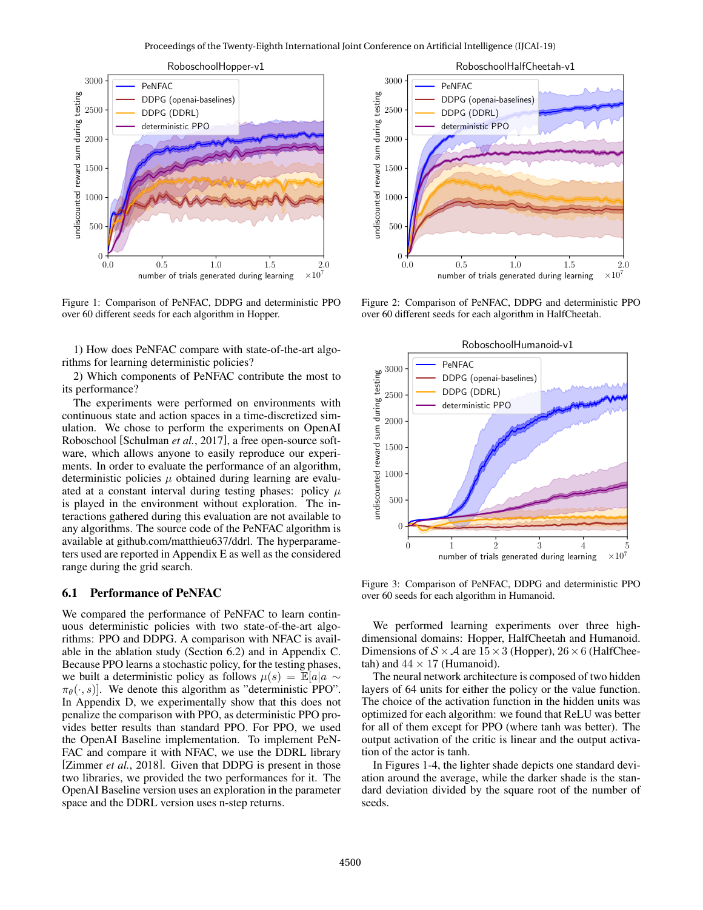Figure 1: Comparison of PeNFAC, DDPG and deterministic PPO over 60 different seeds for each algorithm in Hopper.

Figure 2: Comparison of PeNFAC, DDPG and deterministic PPO over 60 different seeds for each algorithm in HalfCheetah.

1) How does PeNFAC compare with state-of-the-art algorithms for learning deterministic policies?

2) Which components of PeNFAC contribute the most to its performance?

The experiments were performed on environments with continuous state and action spaces in a time-discretized simulation. We chose to perform the experiments on OpenAI Roboschool [Schulman *et al.*, 2017], a free open-source software, which allows anyone to easily reproduce our experiments. In order to evaluate the performance of an algorithm, deterministic policies $\mu$ obtained during learning are evaluated at a constant interval during testing phases: policy $\mu$ is played in the environment without exploration. The interactions gathered during this evaluation are not available to any algorithms. The source code of the PeNFAC algorithm is available at github.com/matthieu637/ddrl. The hyperparameters used are reported in Appendix E as well as the considered range during the grid search.

### 6.1 Performance of PeNFAC

We compared the performance of PeNFAC to learn continuous deterministic policies with two state-of-the-art algorithms: PPO and DDPG. A comparison with NFAC is available in the ablation study (Section 6.2) and in Appendix C. Because PPO learns a stochastic policy, for the testing phases, we built a deterministic policy as follows $\mu(s) = \mathbb{E}[a|a \sim \pi_\theta(\cdot, s)]$. We denote this algorithm as "deterministic PPO". In Appendix D, we experimentally show that this does not penalize the comparison with PPO, as deterministic PPO provides better results than standard PPO. For PPO, we used the OpenAI Baseline implementation. To implement PeNFAC and compare it with NFAC, we use the DDRL library [Zimmer *et al.*, 2018]. Given that DDPG is present in those two libraries, we provided the two performances for it. The OpenAI Baseline version uses an exploration in the parameter space and the DDRL version uses n-step returns.

Figure 3: Comparison of PeNFAC, DDPG and deterministic PPO over 60 seeds for each algorithm in Humanoid.

We performed learning experiments over three high-dimensional domains: Hopper, HalfCheetah and Humanoid. Dimensions of $\mathcal{S} \times \mathcal{A}$ are $15 \times 3$ (Hopper), $26 \times 6$ (HalfCheetah) and $44 \times 17$ (Humanoid).

The neural network architecture is composed of two hidden layers of 64 units for either the policy or the value function. The choice of the activation function in the hidden units was optimized for each algorithm: we found that ReLU was better for all of them except for PPO (where tanh was better). The output activation of the critic is linear and the output activation of the actor is tanh.

In Figures 1-4, the lighter shade depicts one standard deviation around the average, while the darker shade is the standard deviation divided by the square root of the number of seeds.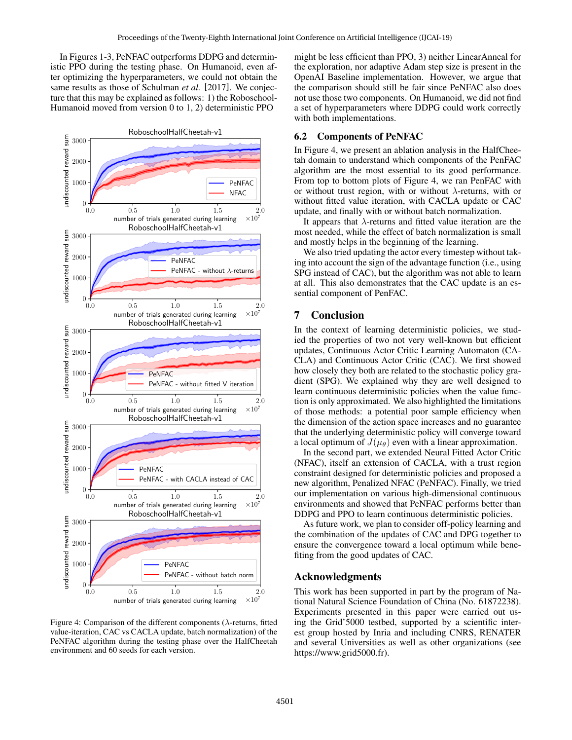In Figures 1-3, PeNFAC outperforms DDPG and deterministic PPO during the testing phase. On Humanoid, even after optimizing the hyperparameters, we could not obtain the same results as those of Schulman *et al.* [2017]. We conjecture that this may be explained as follows: 1) the Roboschool-Humanoid moved from version 0 to 1, 2) deterministic PPO might be less efficient than PPO, 3) neither LinearAnneal for the exploration, nor adaptive Adam step size is present in the OpenAI Baseline implementation. However, we argue that the comparison should still be fair since PeNFAC also does not use those two components. On Humanoid, we did not find a set of hyperparameters where DDPG could work correctly with both implementations.

Figure 4: Comparison of the different components ($\lambda$-returns, fitted value-iteration, CAC vs CACLA update, batch normalization) of the PeNFAC algorithm during the testing phase over the HalfCheetah environment and 60 seeds for each version.

## 6.2 Components of PeNFAC

In Figure 4, we present an ablation analysis in the HalfCheetah domain to understand which components of the PenFAC algorithm are the most essential to its good performance. From top to bottom plots of Figure 4, we ran PenFAC with or without trust region, with or without $\lambda$-returns, with or without fitted value iteration, with CACLA update or CAC update, and finally with or without batch normalization.

It appears that $\lambda$-returns and fitted value iteration are the most needed, while the effect of batch normalization is small and mostly helps in the beginning of the learning.

We also tried updating the actor every timestep without taking into account the sign of the advantage function (i.e., using SPG instead of CAC), but the algorithm was not able to learn at all. This also demonstrates that the CAC update is an essential component of PenFAC.

# 7 Conclusion

In the context of learning deterministic policies, we studied the properties of two not very well-known but efficient updates, Continuous Actor Critic Learning Automaton (CACLA) and Continuous Actor Critic (CAC). We first showed how closely they both are related to the stochastic policy gradient (SPG). We explained why they are well designed to learn continuous deterministic policies when the value function is only approximated. We also highlighted the limitations of those methods: a potential poor sample efficiency when the dimension of the action space increases and no guarantee that the underlying deterministic policy will converge toward a local optimum of $J(\mu_\theta)$ even with a linear approximation.

In the second part, we extended Neural Fitted Actor Critic (NFAC), itself an extension of CACLA, with a trust region constraint designed for deterministic policies and proposed a new algorithm, Penalized NFAC (PeNFAC). Finally, we tried our implementation on various high-dimensional continuous environments and showed that PeNFAC performs better than DDPG and PPO to learn continuous deterministic policies.

As future work, we plan to consider off-policy learning and the combination of the updates of CAC and DPG together to ensure the convergence toward a local optimum while benefiting from the good updates of CAC.

## Acknowledgments

This work has been supported in part by the program of National Natural Science Foundation of China (No. 61872238). Experiments presented in this paper were carried out using the Grid'5000 testbed, supported by a scientific interest group hosted by Inria and including CNRS, RENATER and several Universities as well as other organizations (see https://www.grid5000.fr).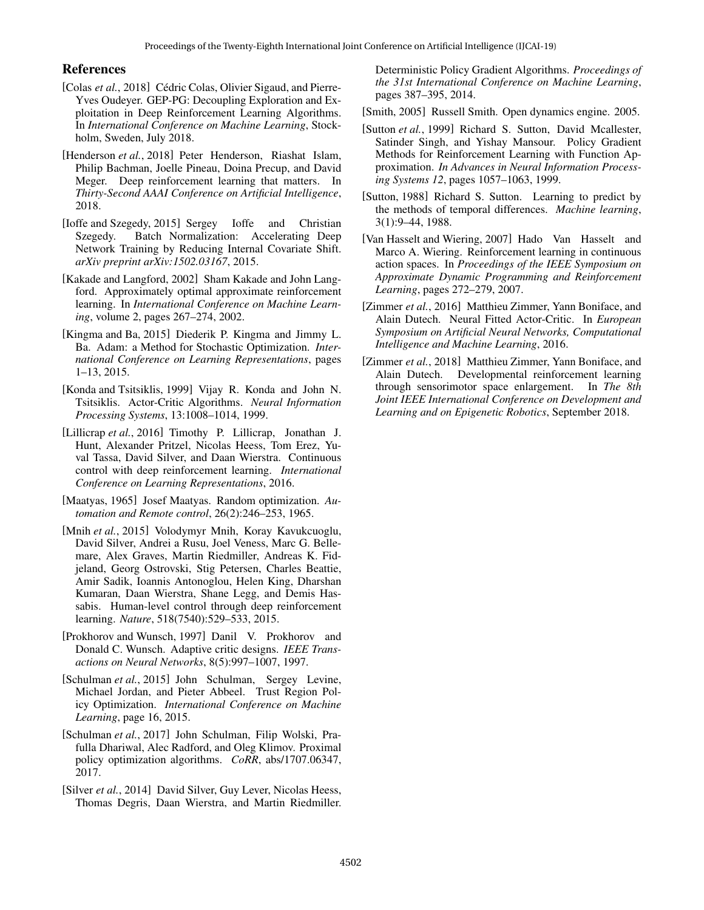## References

[Colas *et al.*, 2018] Cédric Colas, Olivier Sigaud, and Pierre-Yves Oudeyer. GEP-PG: Decoupling Exploration and Exploitation in Deep Reinforcement Learning Algorithms. In *International Conference on Machine Learning*, Stockholm, Sweden, July 2018.

[Henderson *et al.*, 2018] Peter Henderson, Riashat Islam, Philip Bachman, Joelle Pineau, Doina Precup, and David Meger. Deep reinforcement learning that matters. In *Thirty-Second AAAI Conference on Artificial Intelligence*, 2018.

[Ioffe and Szegedy, 2015] Sergey Ioffe and Christian Szegedy. Batch Normalization: Accelerating Deep Network Training by Reducing Internal Covariate Shift. *arXiv preprint arXiv:1502.03167*, 2015.

[Kakade and Langford, 2002] Sham Kakade and John Langford. Approximately optimal approximate reinforcement learning. In *International Conference on Machine Learning*, volume 2, pages 267–274, 2002.

[Kingma and Ba, 2015] Diederik P. Kingma and Jimmy L. Ba. Adam: a Method for Stochastic Optimization. *International Conference on Learning Representations*, pages 1–13, 2015.

[Konda and Tsitsiklis, 1999] Vijay R. Konda and John N. Tsitsiklis. Actor-Critic Algorithms. *Neural Information Processing Systems*, 13:1008–1014, 1999.

[Lillicrap *et al.*, 2016] Timothy P. Lillicrap, Jonathan J. Hunt, Alexander Pritzel, Nicolas Heess, Tom Erez, Yuval Tassa, David Silver, and Daan Wierstra. Continuous control with deep reinforcement learning. *International Conference on Learning Representations*, 2016.

[Maatyas, 1965] Josef Maatyas. Random optimization. *Automation and Remote control*, 26(2):246–253, 1965.

[Mnih *et al.*, 2015] Volodymyr Mnih, Koray Kavukcuoglu, David Silver, Andrei a Rusu, Joel Veness, Marc G. Bellemare, Alex Graves, Martin Riedmiller, Andreas K. Fidjeland, Georg Ostrovski, Stig Petersen, Charles Beattie, Amir Sadik, Ioannis Antonoglou, Helen King, Dharshan Kumaran, Daan Wierstra, Shane Legg, and Demis Hassabis. Human-level control through deep reinforcement learning. *Nature*, 518(7540):529–533, 2015.

[Prokhorov and Wunsch, 1997] Danil V. Prokhorov and Donald C. Wunsch. Adaptive critic designs. *IEEE Transactions on Neural Networks*, 8(5):997–1007, 1997.

[Schulman *et al.*, 2015] John Schulman, Sergey Levine, Michael Jordan, and Pieter Abbeel. Trust Region Policy Optimization. *International Conference on Machine Learning*, page 16, 2015.

[Schulman *et al.*, 2017] John Schulman, Filip Wolski, Prafulla Dhariwal, Alec Radford, and Oleg Klimov. Proximal policy optimization algorithms. *CoRR*, abs/1707.06347, 2017.

[Silver *et al.*, 2014] David Silver, Guy Lever, Nicolas Heess, Thomas Degris, Daan Wierstra, and Martin Riedmiller. Deterministic Policy Gradient Algorithms. *Proceedings of the 31st International Conference on Machine Learning*, pages 387–395, 2014.

[Smith, 2005] Russell Smith. Open dynamics engine. 2005.

[Sutton *et al.*, 1999] Richard S. Sutton, David Mcallester, Satinder Singh, and Yishay Mansour. Policy Gradient Methods for Reinforcement Learning with Function Approximation. *In Advances in Neural Information Processing Systems 12*, pages 1057–1063, 1999.

[Sutton, 1988] Richard S. Sutton. Learning to predict by the methods of temporal differences. *Machine learning*, 3(1):9–44, 1988.

[Van Hasselt and Wiering, 2007] Hado Van Hasselt and Marco A. Wiering. Reinforcement learning in continuous action spaces. In *Proceedings of the IEEE Symposium on Approximate Dynamic Programming and Reinforcement Learning*, pages 272–279, 2007.

[Zimmer *et al.*, 2016] Matthieu Zimmer, Yann Boniface, and Alain Dutech. Neural Fitted Actor-Critic. In *European Symposium on Artificial Neural Networks, Computational Intelligence and Machine Learning*, 2016.

[Zimmer *et al.*, 2018] Matthieu Zimmer, Yann Boniface, and Alain Dutech. Developmental reinforcement learning through sensorimotor space enlargement. In *The 8th Joint IEEE International Conference on Development and Learning and on Epigenetic Robotics*, September 2018.